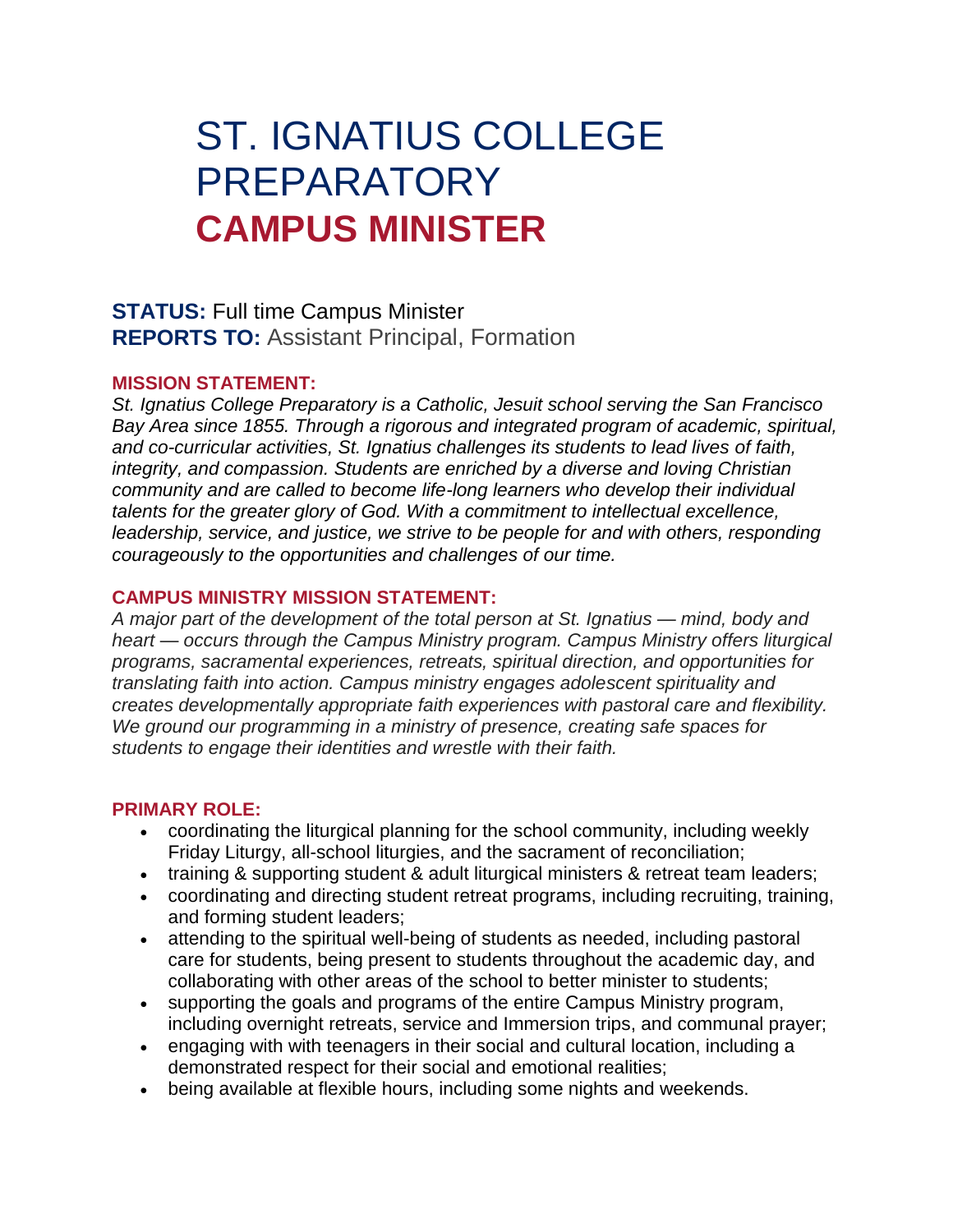# ST. IGNATIUS COLLEGE PREPARATORY
# **CAMPUS MINISTER**

**STATUS:** Full time Campus Minister
**REPORTS TO:** Assistant Principal, Formation

**MISSION STATEMENT:**
*St. Ignatius College Preparatory is a Catholic, Jesuit school serving the San Francisco Bay Area since 1855. Through a rigorous and integrated program of academic, spiritual, and co-curricular activities, St. Ignatius challenges its students to lead lives of faith, integrity, and compassion. Students are enriched by a diverse and loving Christian community and are called to become life-long learners who develop their individual talents for the greater glory of God. With a commitment to intellectual excellence, leadership, service, and justice, we strive to be people for and with others, responding courageously to the opportunities and challenges of our time.*

**CAMPUS MINISTRY MISSION STATEMENT:**
*A major part of the development of the total person at St. Ignatius — mind, body and heart — occurs through the Campus Ministry program. Campus Ministry offers liturgical programs, sacramental experiences, retreats, spiritual direction, and opportunities for translating faith into action. Campus ministry engages adolescent spirituality and creates developmentally appropriate faith experiences with pastoral care and flexibility. We ground our programming in a ministry of presence, creating safe spaces for students to engage their identities and wrestle with their faith.*

**PRIMARY ROLE:**
- coordinating the liturgical planning for the school community, including weekly Friday Liturgy, all-school liturgies, and the sacrament of reconciliation;
- training & supporting student & adult liturgical ministers & retreat team leaders;
- coordinating and directing student retreat programs, including recruiting, training, and forming student leaders;
- attending to the spiritual well-being of students as needed, including pastoral care for students, being present to students throughout the academic day, and collaborating with other areas of the school to better minister to students;
- supporting the goals and programs of the entire Campus Ministry program, including overnight retreats, service and Immersion trips, and communal prayer;
- engaging with with teenagers in their social and cultural location, including a demonstrated respect for their social and emotional realities;
- being available at flexible hours, including some nights and weekends.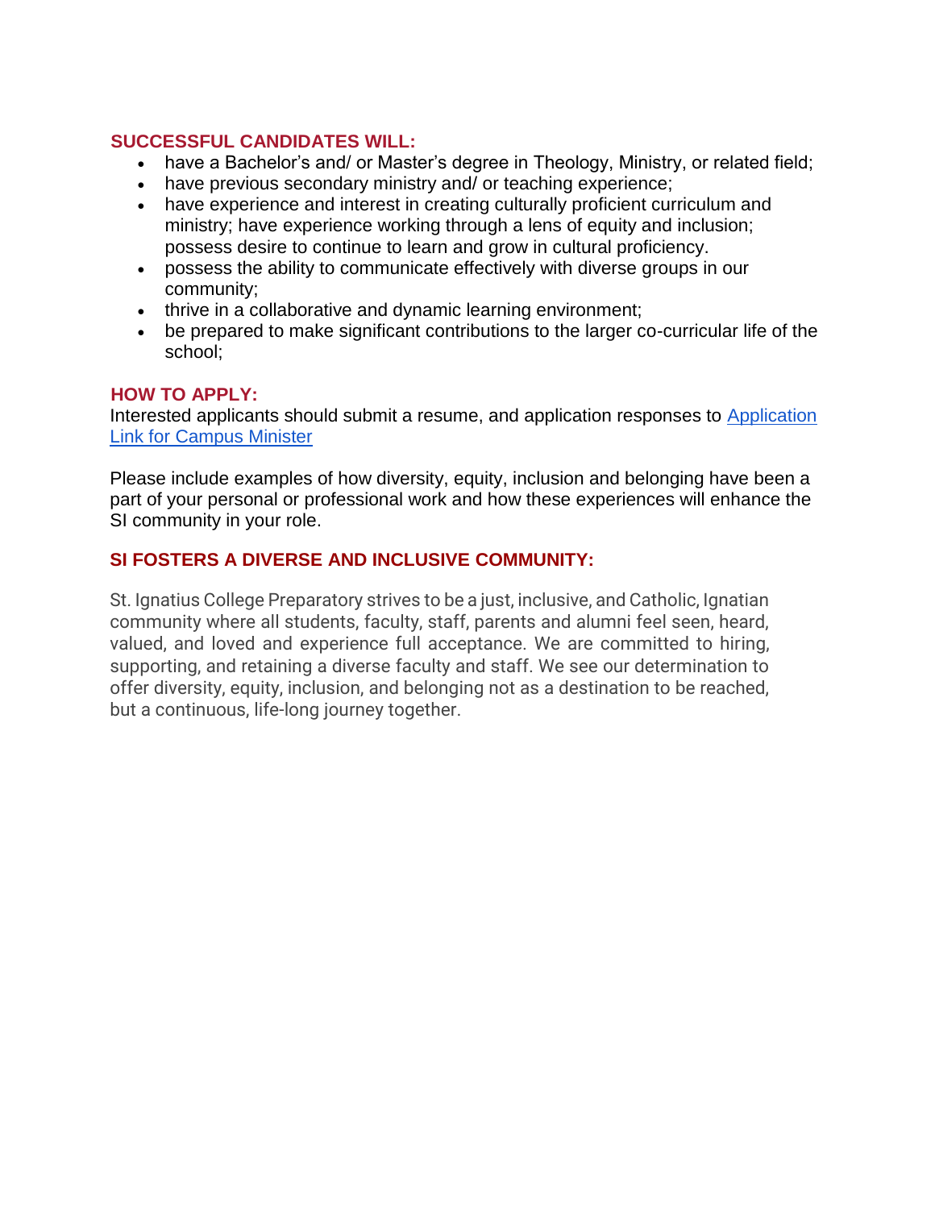## SUCCESSFUL CANDIDATES WILL:

- have a Bachelor's and/ or Master's degree in Theology, Ministry, or related field;
- have previous secondary ministry and/ or teaching experience;
- have experience and interest in creating culturally proficient curriculum and ministry; have experience working through a lens of equity and inclusion; possess desire to continue to learn and grow in cultural proficiency.
- possess the ability to communicate effectively with diverse groups in our community;
- thrive in a collaborative and dynamic learning environment;
- be prepared to make significant contributions to the larger co-curricular life of the school;

## HOW TO APPLY:

Interested applicants should submit a resume, and application responses to Application Link for Campus Minister

Please include examples of how diversity, equity, inclusion and belonging have been a part of your personal or professional work and how these experiences will enhance the SI community in your role.

## SI FOSTERS A DIVERSE AND INCLUSIVE COMMUNITY:

St. Ignatius College Preparatory strives to be a just, inclusive, and Catholic, Ignatian community where all students, faculty, staff, parents and alumni feel seen, heard, valued, and loved and experience full acceptance. We are committed to hiring, supporting, and retaining a diverse faculty and staff. We see our determination to offer diversity, equity, inclusion, and belonging not as a destination to be reached, but a continuous, life-long journey together.